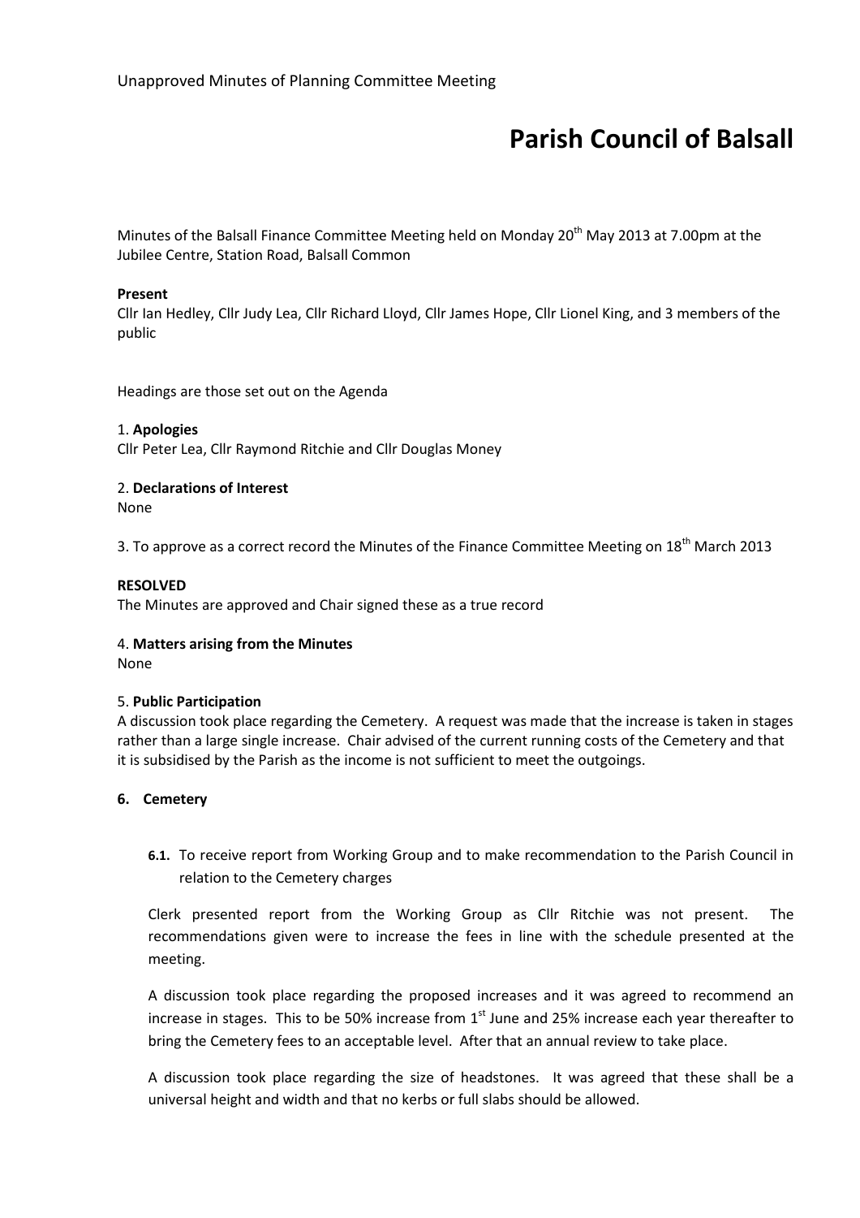Unapproved Minutes of Planning Committee Meeting

# Parish Council of Balsall

Minutes of the Balsall Finance Committee Meeting held on Monday 20th May 2013 at 7.00pm at the Jubilee Centre, Station Road, Balsall Common

**Present**
Cllr Ian Hedley, Cllr Judy Lea, Cllr Richard Lloyd, Cllr James Hope, Cllr Lionel King, and 3 members of the public

Headings are those set out on the Agenda

1. **Apologies**
Cllr Peter Lea, Cllr Raymond Ritchie and Cllr Douglas Money

2. **Declarations of Interest**
None

3. To approve as a correct record the Minutes of the Finance Committee Meeting on 18th March 2013

**RESOLVED**
The Minutes are approved and Chair signed these as a true record

4. **Matters arising from the Minutes**
None

5. **Public Participation**
A discussion took place regarding the Cemetery. A request was made that the increase is taken in stages rather than a large single increase. Chair advised of the current running costs of the Cemetery and that it is subsidised by the Parish as the income is not sufficient to meet the outgoings.

**6. Cemetery**

**6.1.** To receive report from Working Group and to make recommendation to the Parish Council in relation to the Cemetery charges

Clerk presented report from the Working Group as Cllr Ritchie was not present. The recommendations given were to increase the fees in line with the schedule presented at the meeting.

A discussion took place regarding the proposed increases and it was agreed to recommend an increase in stages. This to be 50% increase from 1st June and 25% increase each year thereafter to bring the Cemetery fees to an acceptable level. After that an annual review to take place.

A discussion took place regarding the size of headstones. It was agreed that these shall be a universal height and width and that no kerbs or full slabs should be allowed.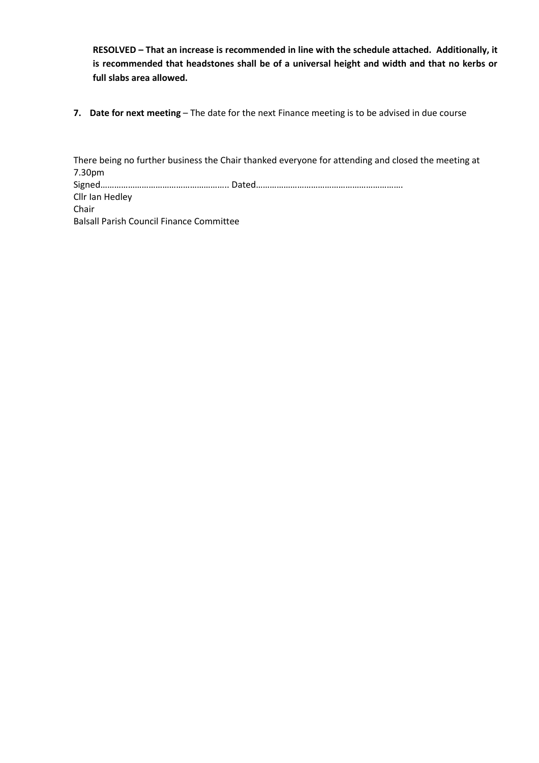**RESOLVED – That an increase is recommended in line with the schedule attached. Additionally, it is recommended that headstones shall be of a universal height and width and that no kerbs or full slabs area allowed.**

7. **Date for next meeting** – The date for the next Finance meeting is to be advised in due course

There being no further business the Chair thanked everyone for attending and closed the meeting at 7.30pm

Signed……………………………………………….. Dated……………………………………………………….

Cllr Ian Hedley

Chair

Balsall Parish Council Finance Committee